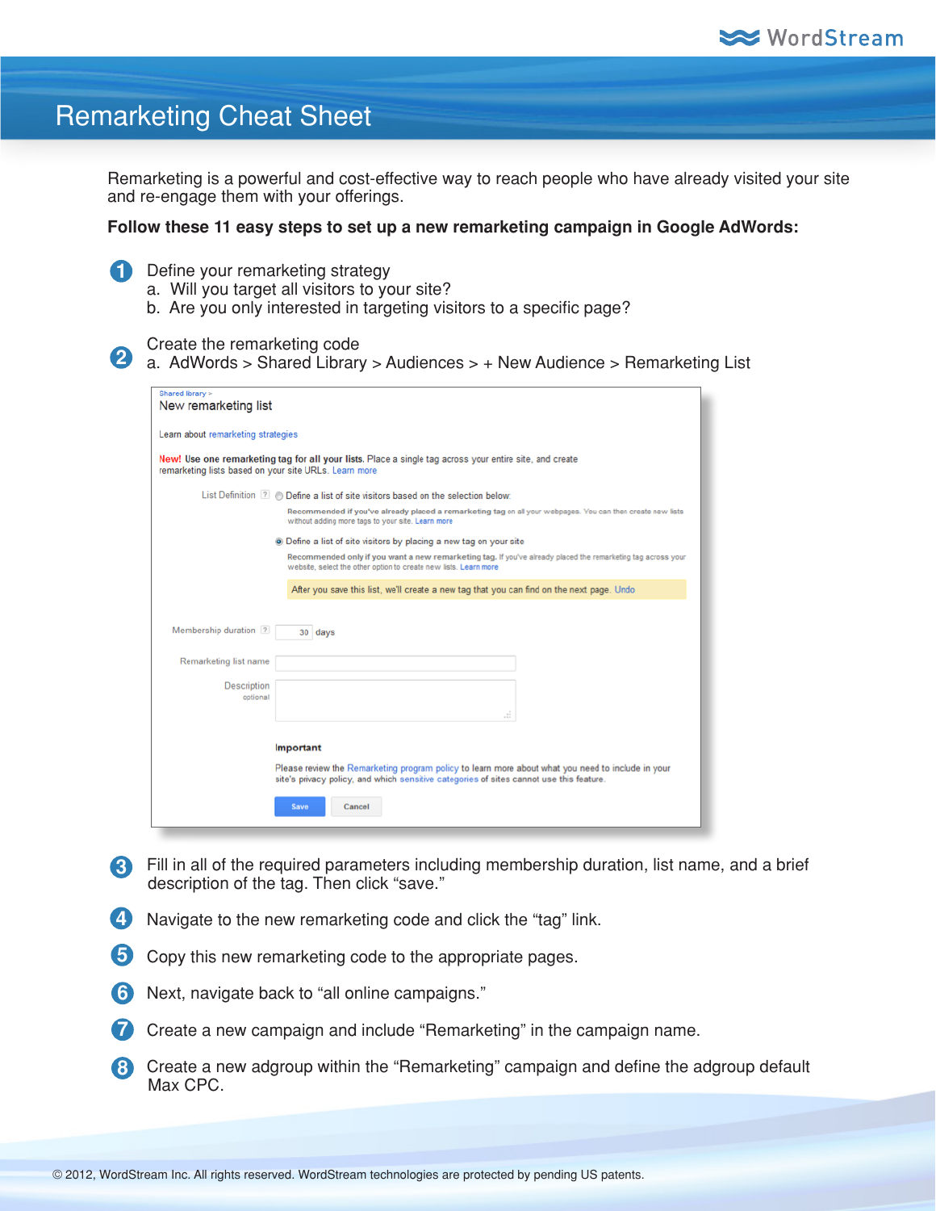# Remarketing Cheat Sheet

Remarketing is a powerful and cost-effective way to reach people who have already visited your site and re-engage them with your offerings.

**Follow these 11 easy steps to set up a new remarketing campaign in Google AdWords:**

1. Define your remarketing strategy
   a. Will you target all visitors to your site?
   b. Are you only interested in targeting visitors to a specific page?

2. Create the remarketing code
   a. AdWords > Shared Library > Audiences > + New Audience > Remarketing List

Shared library >

New remarketing list

Learn about remarketing strategies

**New!** **Use one remarketing tag for all your lists.** Place a single tag across your entire site, and create remarketing lists based on your site URLs. Learn more

List Definition
- Define a list of site visitors based on the selection below.
  Recommended if you've already placed a remarketing tag on all your webpages. You can then create new lists without adding more tags to your site. Learn more
- Define a list of site visitors by placing a new tag on your site
  Recommended only if you want a new remarketing tag. If you've already placed the remarketing tag across your website, select the other option to create new lists. Learn more

After you save this list, we'll create a new tag that you can find on the next page. Undo

Membership duration: 30 days

Remarketing list name

Description (optional)

**Important**

Please review the Remarketing program policy to learn more about what you need to include in your site's privacy policy, and which sensitive categories of sites cannot use this feature.

Save | Cancel

3. Fill in all of the required parameters including membership duration, list name, and a brief description of the tag. Then click "save."

4. Navigate to the new remarketing code and click the "tag" link.

5. Copy this new remarketing code to the appropriate pages.

6. Next, navigate back to "all online campaigns."

7. Create a new campaign and include "Remarketing" in the campaign name.

8. Create a new adgroup within the "Remarketing" campaign and define the adgroup default Max CPC.

© 2012, WordStream Inc. All rights reserved. WordStream technologies are protected by pending US patents.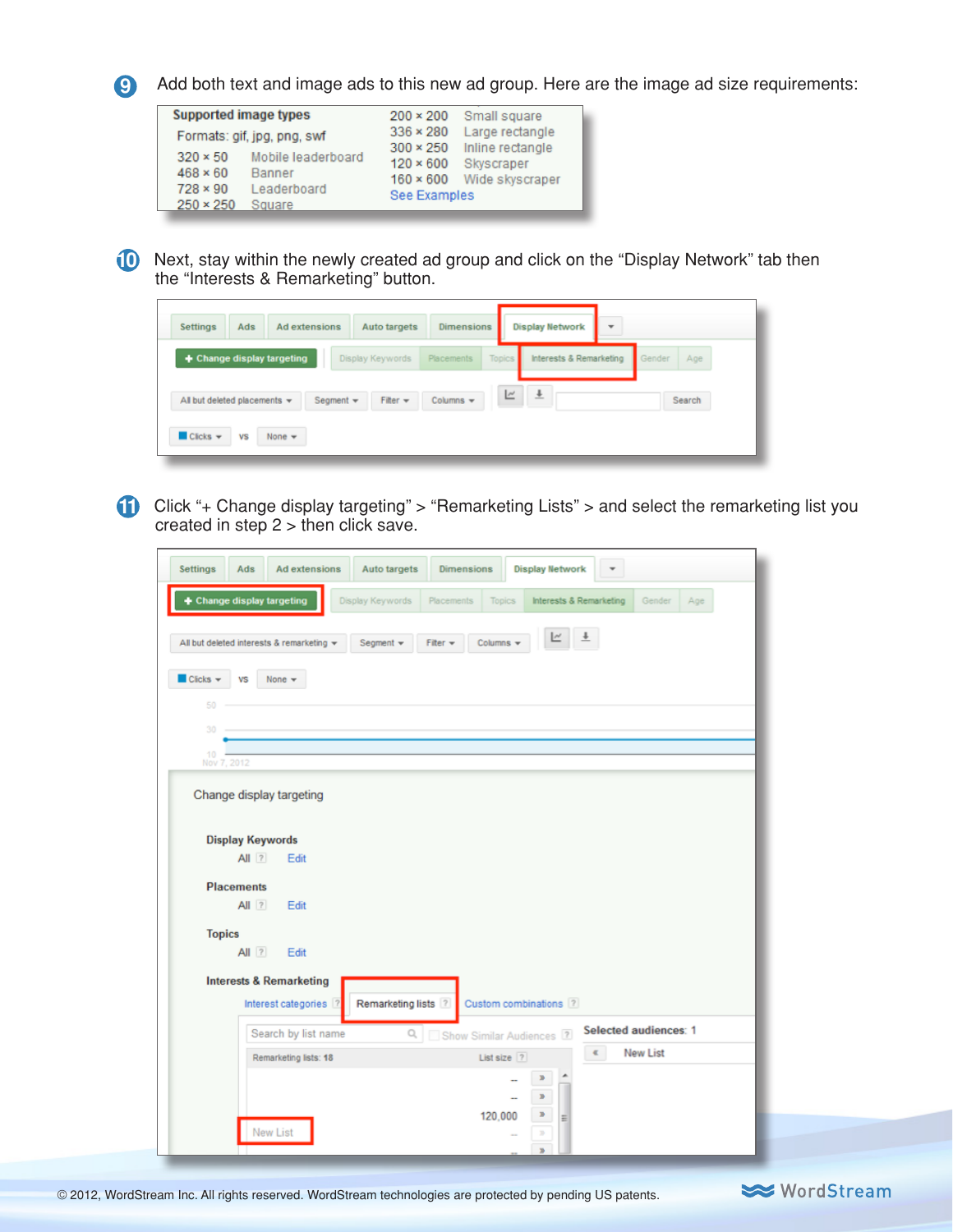9. Add both text and image ads to this new ad group. Here are the image ad size requirements:

**Supported image types**

Formats: gif, jpg, png, swf

| Size | Name |
| --- | --- |
| 320 × 50 | Mobile leaderboard |
| 468 × 60 | Banner |
| 728 × 90 | Leaderboard |
| 250 × 250 | Square |
| 200 × 200 | Small square |
| 336 × 280 | Large rectangle |
| 300 × 250 | Inline rectangle |
| 120 × 600 | Skyscraper |
| 160 × 600 | Wide skyscraper |

See Examples

10. Next, stay within the newly created ad group and click on the “Display Network” tab then the “Interests & Remarketing” button.

11. Click “+ Change display targeting” > “Remarketing Lists” > and select the remarketing list you created in step 2 > then click save.

© 2012, WordStream Inc. All rights reserved. WordStream technologies are protected by pending US patents.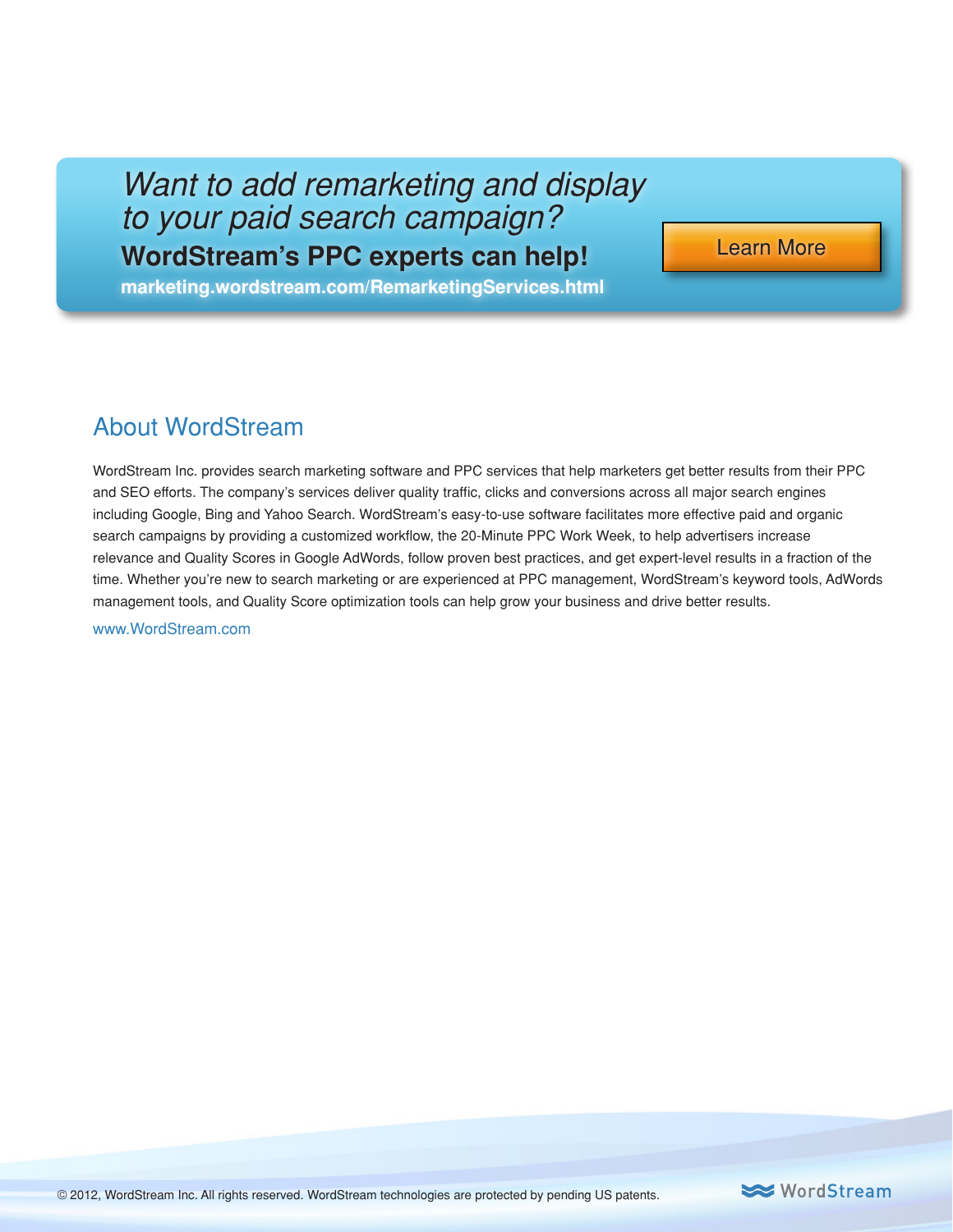*Want to add remarketing and display to your paid search campaign?*

**WordStream's PPC experts can help!**

**marketing.wordstream.com/RemarketingServices.html**

Learn More

## About WordStream

WordStream Inc. provides search marketing software and PPC services that help marketers get better results from their PPC and SEO efforts. The company's services deliver quality traffic, clicks and conversions across all major search engines including Google, Bing and Yahoo Search. WordStream's easy-to-use software facilitates more effective paid and organic search campaigns by providing a customized workflow, the 20-Minute PPC Work Week, to help advertisers increase relevance and Quality Scores in Google AdWords, follow proven best practices, and get expert-level results in a fraction of the time. Whether you're new to search marketing or are experienced at PPC management, WordStream's keyword tools, AdWords management tools, and Quality Score optimization tools can help grow your business and drive better results.

www.WordStream.com

© 2012, WordStream Inc. All rights reserved. WordStream technologies are protected by pending US patents.

WordStream